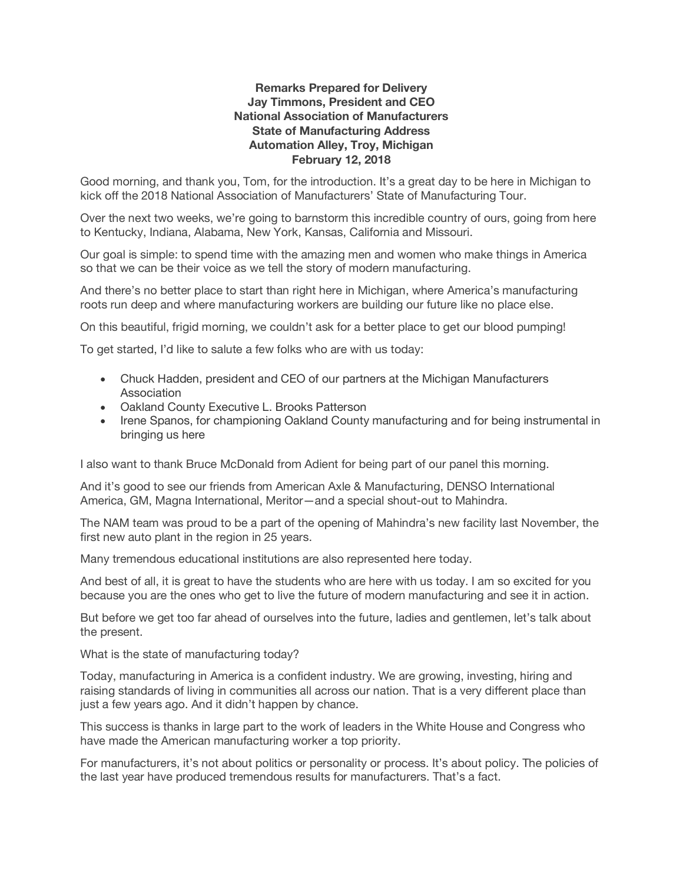**Remarks Prepared for Delivery**
**Jay Timmons, President and CEO**
**National Association of Manufacturers**
**State of Manufacturing Address**
**Automation Alley, Troy, Michigan**
**February 12, 2018**

Good morning, and thank you, Tom, for the introduction. It's a great day to be here in Michigan to kick off the 2018 National Association of Manufacturers' State of Manufacturing Tour.

Over the next two weeks, we're going to barnstorm this incredible country of ours, going from here to Kentucky, Indiana, Alabama, New York, Kansas, California and Missouri.

Our goal is simple: to spend time with the amazing men and women who make things in America so that we can be their voice as we tell the story of modern manufacturing.

And there's no better place to start than right here in Michigan, where America's manufacturing roots run deep and where manufacturing workers are building our future like no place else.

On this beautiful, frigid morning, we couldn't ask for a better place to get our blood pumping!

To get started, I'd like to salute a few folks who are with us today:

- Chuck Hadden, president and CEO of our partners at the Michigan Manufacturers Association
- Oakland County Executive L. Brooks Patterson
- Irene Spanos, for championing Oakland County manufacturing and for being instrumental in bringing us here

I also want to thank Bruce McDonald from Adient for being part of our panel this morning.

And it's good to see our friends from American Axle & Manufacturing, DENSO International America, GM, Magna International, Meritor—and a special shout-out to Mahindra.

The NAM team was proud to be a part of the opening of Mahindra's new facility last November, the first new auto plant in the region in 25 years.

Many tremendous educational institutions are also represented here today.

And best of all, it is great to have the students who are here with us today. I am so excited for you because you are the ones who get to live the future of modern manufacturing and see it in action.

But before we get too far ahead of ourselves into the future, ladies and gentlemen, let's talk about the present.

What is the state of manufacturing today?

Today, manufacturing in America is a confident industry. We are growing, investing, hiring and raising standards of living in communities all across our nation. That is a very different place than just a few years ago. And it didn't happen by chance.

This success is thanks in large part to the work of leaders in the White House and Congress who have made the American manufacturing worker a top priority.

For manufacturers, it's not about politics or personality or process. It's about policy. The policies of the last year have produced tremendous results for manufacturers. That's a fact.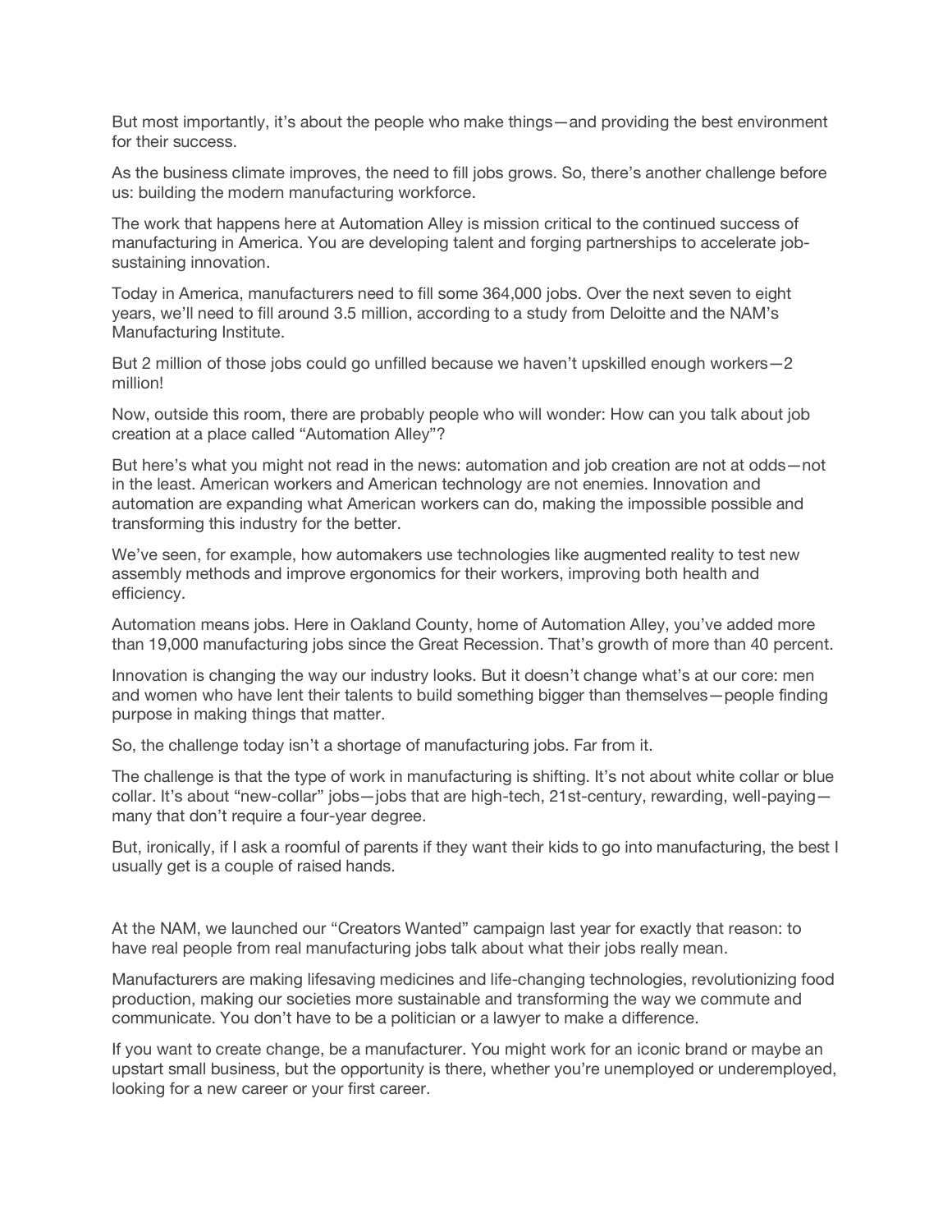But most importantly, it's about the people who make things—and providing the best environment for their success.

As the business climate improves, the need to fill jobs grows. So, there's another challenge before us: building the modern manufacturing workforce.

The work that happens here at Automation Alley is mission critical to the continued success of manufacturing in America. You are developing talent and forging partnerships to accelerate job-sustaining innovation.

Today in America, manufacturers need to fill some 364,000 jobs. Over the next seven to eight years, we'll need to fill around 3.5 million, according to a study from Deloitte and the NAM's Manufacturing Institute.

But 2 million of those jobs could go unfilled because we haven't upskilled enough workers—2 million!

Now, outside this room, there are probably people who will wonder: How can you talk about job creation at a place called "Automation Alley"?

But here's what you might not read in the news: automation and job creation are not at odds—not in the least. American workers and American technology are not enemies. Innovation and automation are expanding what American workers can do, making the impossible possible and transforming this industry for the better.

We've seen, for example, how automakers use technologies like augmented reality to test new assembly methods and improve ergonomics for their workers, improving both health and efficiency.

Automation means jobs. Here in Oakland County, home of Automation Alley, you've added more than 19,000 manufacturing jobs since the Great Recession. That's growth of more than 40 percent.

Innovation is changing the way our industry looks. But it doesn't change what's at our core: men and women who have lent their talents to build something bigger than themselves—people finding purpose in making things that matter.

So, the challenge today isn't a shortage of manufacturing jobs. Far from it.

The challenge is that the type of work in manufacturing is shifting. It's not about white collar or blue collar. It's about "new-collar" jobs—jobs that are high-tech, 21st-century, rewarding, well-paying—many that don't require a four-year degree.

But, ironically, if I ask a roomful of parents if they want their kids to go into manufacturing, the best I usually get is a couple of raised hands.

At the NAM, we launched our "Creators Wanted" campaign last year for exactly that reason: to have real people from real manufacturing jobs talk about what their jobs really mean.

Manufacturers are making lifesaving medicines and life-changing technologies, revolutionizing food production, making our societies more sustainable and transforming the way we commute and communicate. You don't have to be a politician or a lawyer to make a difference.

If you want to create change, be a manufacturer. You might work for an iconic brand or maybe an upstart small business, but the opportunity is there, whether you're unemployed or underemployed, looking for a new career or your first career.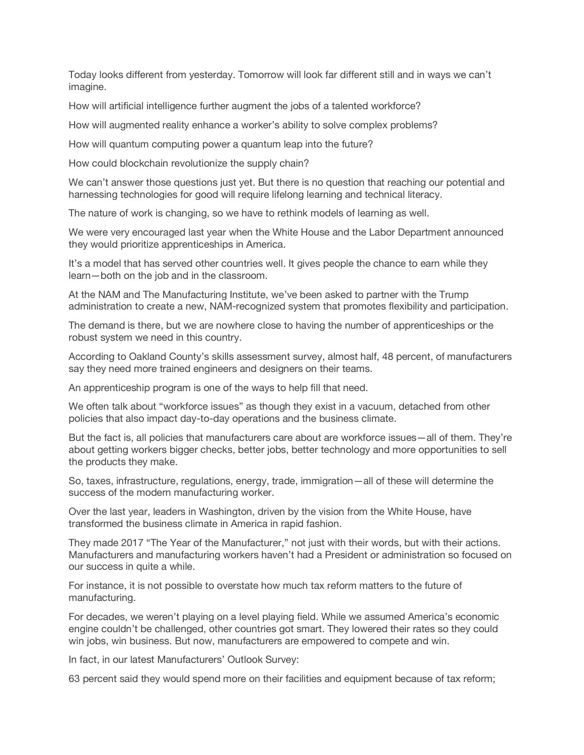Today looks different from yesterday. Tomorrow will look far different still and in ways we can't imagine.

How will artificial intelligence further augment the jobs of a talented workforce?

How will augmented reality enhance a worker's ability to solve complex problems?

How will quantum computing power a quantum leap into the future?

How could blockchain revolutionize the supply chain?

We can't answer those questions just yet. But there is no question that reaching our potential and harnessing technologies for good will require lifelong learning and technical literacy.

The nature of work is changing, so we have to rethink models of learning as well.

We were very encouraged last year when the White House and the Labor Department announced they would prioritize apprenticeships in America.

It's a model that has served other countries well. It gives people the chance to earn while they learn—both on the job and in the classroom.

At the NAM and The Manufacturing Institute, we've been asked to partner with the Trump administration to create a new, NAM-recognized system that promotes flexibility and participation.

The demand is there, but we are nowhere close to having the number of apprenticeships or the robust system we need in this country.

According to Oakland County's skills assessment survey, almost half, 48 percent, of manufacturers say they need more trained engineers and designers on their teams.

An apprenticeship program is one of the ways to help fill that need.

We often talk about "workforce issues" as though they exist in a vacuum, detached from other policies that also impact day-to-day operations and the business climate.

But the fact is, all policies that manufacturers care about are workforce issues—all of them. They're about getting workers bigger checks, better jobs, better technology and more opportunities to sell the products they make.

So, taxes, infrastructure, regulations, energy, trade, immigration—all of these will determine the success of the modern manufacturing worker.

Over the last year, leaders in Washington, driven by the vision from the White House, have transformed the business climate in America in rapid fashion.

They made 2017 "The Year of the Manufacturer," not just with their words, but with their actions. Manufacturers and manufacturing workers haven't had a President or administration so focused on our success in quite a while.

For instance, it is not possible to overstate how much tax reform matters to the future of manufacturing.

For decades, we weren't playing on a level playing field. While we assumed America's economic engine couldn't be challenged, other countries got smart. They lowered their rates so they could win jobs, win business. But now, manufacturers are empowered to compete and win.

In fact, in our latest Manufacturers' Outlook Survey:

63 percent said they would spend more on their facilities and equipment because of tax reform;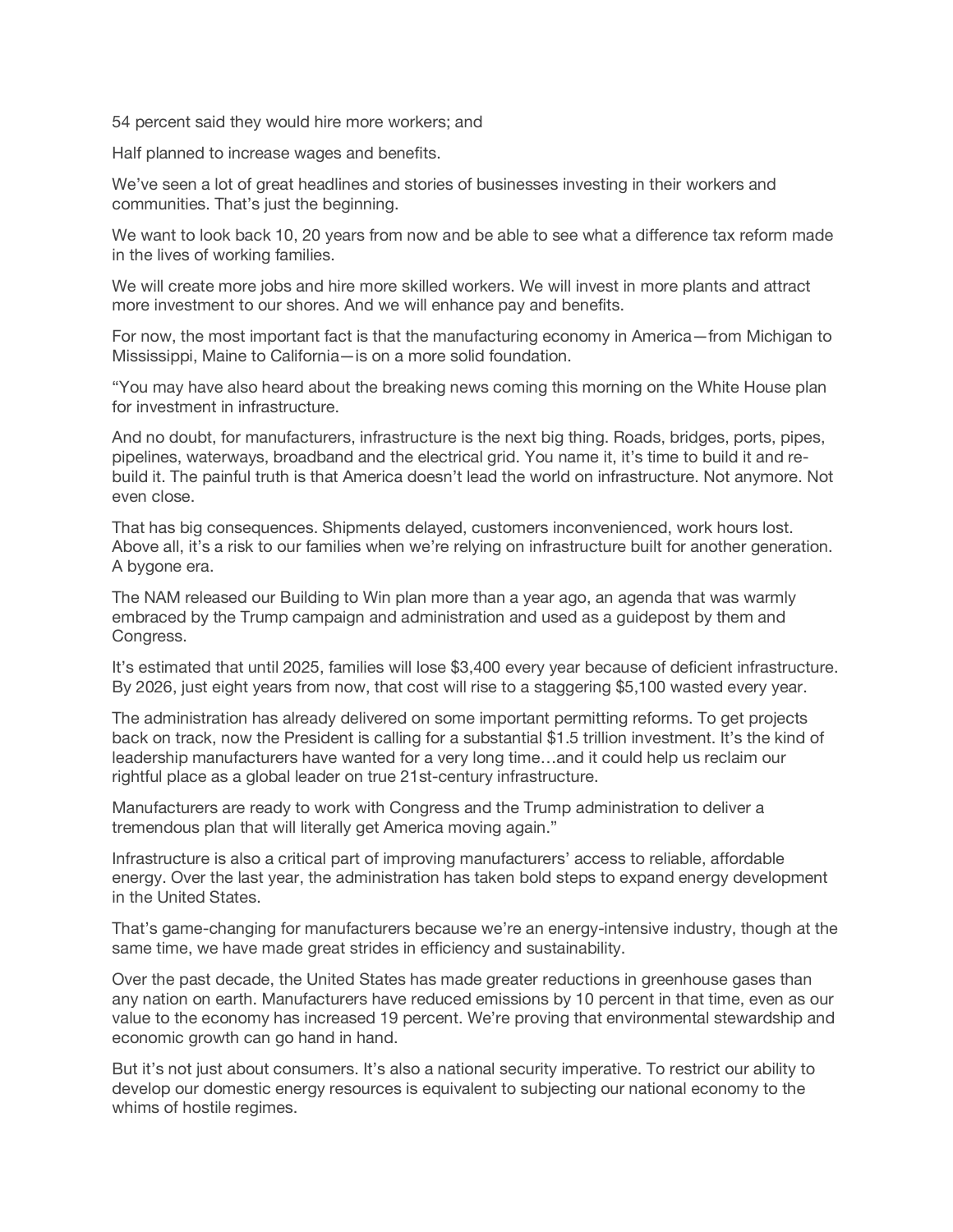54 percent said they would hire more workers; and

Half planned to increase wages and benefits.

We've seen a lot of great headlines and stories of businesses investing in their workers and communities. That's just the beginning.

We want to look back 10, 20 years from now and be able to see what a difference tax reform made in the lives of working families.

We will create more jobs and hire more skilled workers. We will invest in more plants and attract more investment to our shores. And we will enhance pay and benefits.

For now, the most important fact is that the manufacturing economy in America—from Michigan to Mississippi, Maine to California—is on a more solid foundation.

"You may have also heard about the breaking news coming this morning on the White House plan for investment in infrastructure.

And no doubt, for manufacturers, infrastructure is the next big thing. Roads, bridges, ports, pipes, pipelines, waterways, broadband and the electrical grid. You name it, it's time to build it and re-build it. The painful truth is that America doesn't lead the world on infrastructure. Not anymore. Not even close.

That has big consequences. Shipments delayed, customers inconvenienced, work hours lost. Above all, it's a risk to our families when we're relying on infrastructure built for another generation. A bygone era.

The NAM released our Building to Win plan more than a year ago, an agenda that was warmly embraced by the Trump campaign and administration and used as a guidepost by them and Congress.

It's estimated that until 2025, families will lose $3,400 every year because of deficient infrastructure. By 2026, just eight years from now, that cost will rise to a staggering $5,100 wasted every year.

The administration has already delivered on some important permitting reforms. To get projects back on track, now the President is calling for a substantial $1.5 trillion investment. It's the kind of leadership manufacturers have wanted for a very long time…and it could help us reclaim our rightful place as a global leader on true 21st-century infrastructure.

Manufacturers are ready to work with Congress and the Trump administration to deliver a tremendous plan that will literally get America moving again."

Infrastructure is also a critical part of improving manufacturers' access to reliable, affordable energy. Over the last year, the administration has taken bold steps to expand energy development in the United States.

That's game-changing for manufacturers because we're an energy-intensive industry, though at the same time, we have made great strides in efficiency and sustainability.

Over the past decade, the United States has made greater reductions in greenhouse gases than any nation on earth. Manufacturers have reduced emissions by 10 percent in that time, even as our value to the economy has increased 19 percent. We're proving that environmental stewardship and economic growth can go hand in hand.

But it's not just about consumers. It's also a national security imperative. To restrict our ability to develop our domestic energy resources is equivalent to subjecting our national economy to the whims of hostile regimes.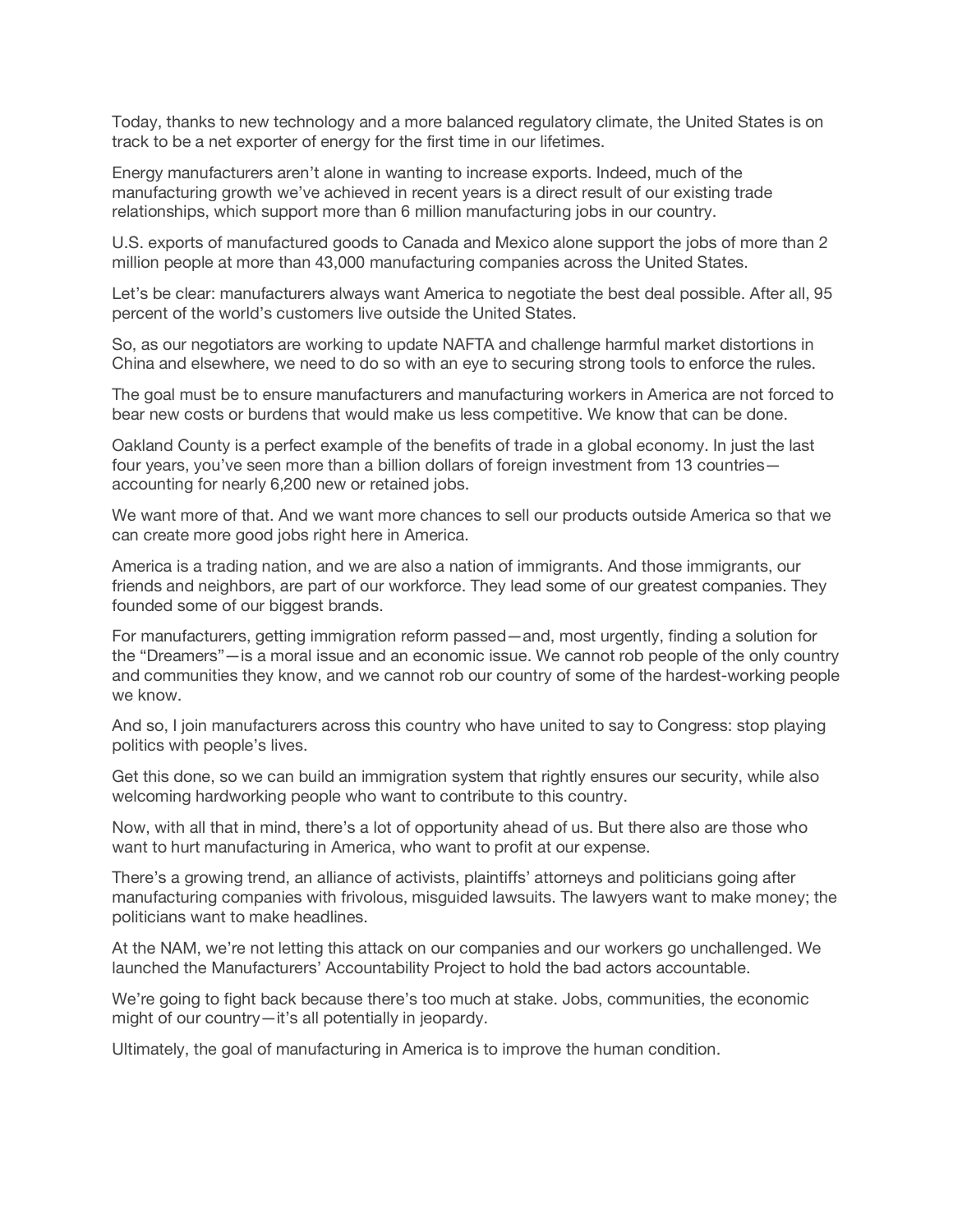Today, thanks to new technology and a more balanced regulatory climate, the United States is on track to be a net exporter of energy for the first time in our lifetimes.

Energy manufacturers aren't alone in wanting to increase exports. Indeed, much of the manufacturing growth we've achieved in recent years is a direct result of our existing trade relationships, which support more than 6 million manufacturing jobs in our country.

U.S. exports of manufactured goods to Canada and Mexico alone support the jobs of more than 2 million people at more than 43,000 manufacturing companies across the United States.

Let's be clear: manufacturers always want America to negotiate the best deal possible. After all, 95 percent of the world's customers live outside the United States.

So, as our negotiators are working to update NAFTA and challenge harmful market distortions in China and elsewhere, we need to do so with an eye to securing strong tools to enforce the rules.

The goal must be to ensure manufacturers and manufacturing workers in America are not forced to bear new costs or burdens that would make us less competitive. We know that can be done.

Oakland County is a perfect example of the benefits of trade in a global economy. In just the last four years, you've seen more than a billion dollars of foreign investment from 13 countries—accounting for nearly 6,200 new or retained jobs.

We want more of that. And we want more chances to sell our products outside America so that we can create more good jobs right here in America.

America is a trading nation, and we are also a nation of immigrants. And those immigrants, our friends and neighbors, are part of our workforce. They lead some of our greatest companies. They founded some of our biggest brands.

For manufacturers, getting immigration reform passed—and, most urgently, finding a solution for the "Dreamers"—is a moral issue and an economic issue. We cannot rob people of the only country and communities they know, and we cannot rob our country of some of the hardest-working people we know.

And so, I join manufacturers across this country who have united to say to Congress: stop playing politics with people's lives.

Get this done, so we can build an immigration system that rightly ensures our security, while also welcoming hardworking people who want to contribute to this country.

Now, with all that in mind, there's a lot of opportunity ahead of us. But there also are those who want to hurt manufacturing in America, who want to profit at our expense.

There's a growing trend, an alliance of activists, plaintiffs' attorneys and politicians going after manufacturing companies with frivolous, misguided lawsuits. The lawyers want to make money; the politicians want to make headlines.

At the NAM, we're not letting this attack on our companies and our workers go unchallenged. We launched the Manufacturers' Accountability Project to hold the bad actors accountable.

We're going to fight back because there's too much at stake. Jobs, communities, the economic might of our country—it's all potentially in jeopardy.

Ultimately, the goal of manufacturing in America is to improve the human condition.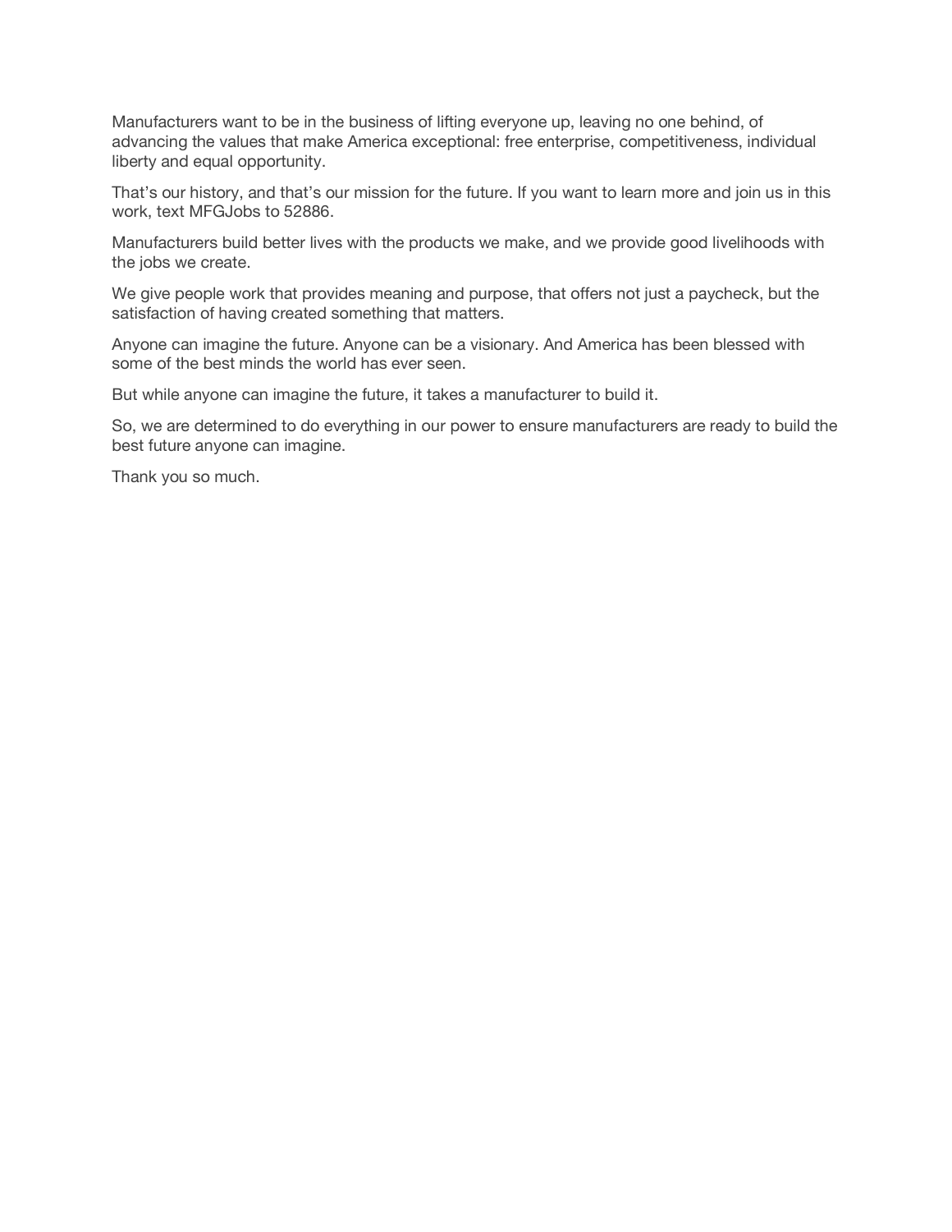Manufacturers want to be in the business of lifting everyone up, leaving no one behind, of advancing the values that make America exceptional: free enterprise, competitiveness, individual liberty and equal opportunity.

That's our history, and that's our mission for the future. If you want to learn more and join us in this work, text MFGJobs to 52886.

Manufacturers build better lives with the products we make, and we provide good livelihoods with the jobs we create.

We give people work that provides meaning and purpose, that offers not just a paycheck, but the satisfaction of having created something that matters.

Anyone can imagine the future. Anyone can be a visionary. And America has been blessed with some of the best minds the world has ever seen.

But while anyone can imagine the future, it takes a manufacturer to build it.

So, we are determined to do everything in our power to ensure manufacturers are ready to build the best future anyone can imagine.

Thank you so much.